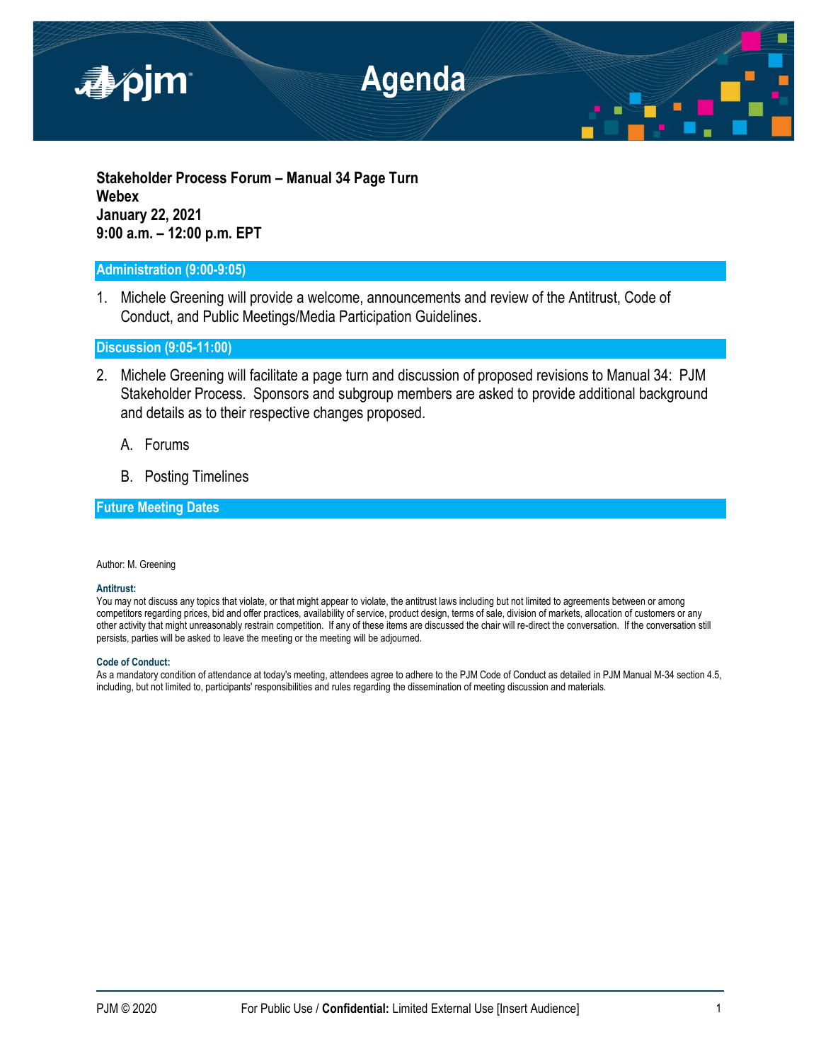# Agenda

**Stakeholder Process Forum – Manual 34 Page Turn**
**Webex**
**January 22, 2021**
**9:00 a.m. – 12:00 p.m. EPT**

## Administration (9:00-9:05)

1. Michele Greening will provide a welcome, announcements and review of the Antitrust, Code of Conduct, and Public Meetings/Media Participation Guidelines.

## Discussion (9:05-11:00)

2. Michele Greening will facilitate a page turn and discussion of proposed revisions to Manual 34: PJM Stakeholder Process. Sponsors and subgroup members are asked to provide additional background and details as to their respective changes proposed.

   A. Forums

   B. Posting Timelines

## Future Meeting Dates

Author: M. Greening

**Antitrust:**
You may not discuss any topics that violate, or that might appear to violate, the antitrust laws including but not limited to agreements between or among competitors regarding prices, bid and offer practices, availability of service, product design, terms of sale, division of markets, allocation of customers or any other activity that might unreasonably restrain competition. If any of these items are discussed the chair will re-direct the conversation. If the conversation still persists, parties will be asked to leave the meeting or the meeting will be adjourned.

**Code of Conduct:**
As a mandatory condition of attendance at today's meeting, attendees agree to adhere to the PJM Code of Conduct as detailed in PJM Manual M-34 section 4.5, including, but not limited to, participants' responsibilities and rules regarding the dissemination of meeting discussion and materials.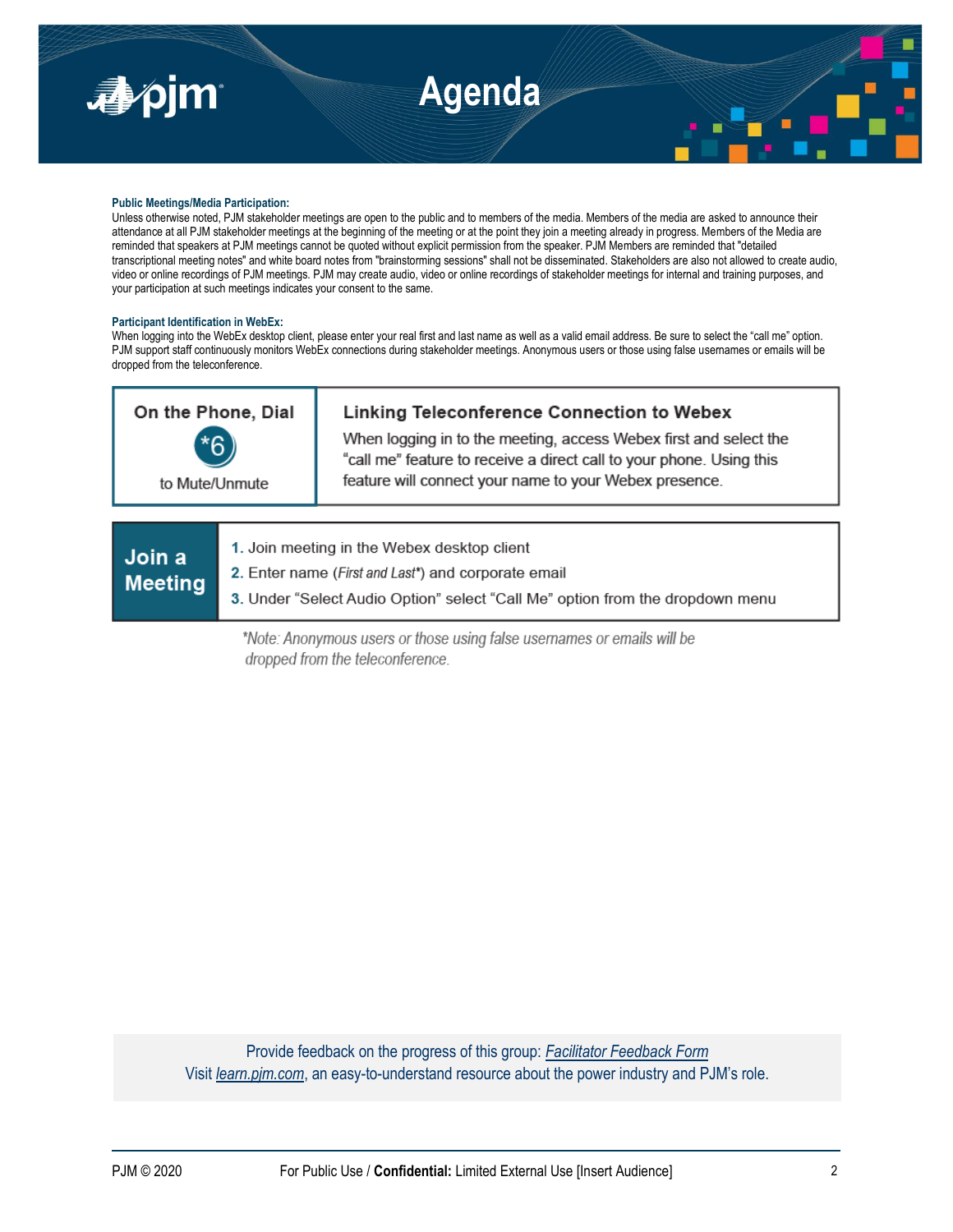# Agenda

**Public Meetings/Media Participation:**

Unless otherwise noted, PJM stakeholder meetings are open to the public and to members of the media. Members of the media are asked to announce their attendance at all PJM stakeholder meetings at the beginning of the meeting or at the point they join a meeting already in progress. Members of the Media are reminded that speakers at PJM meetings cannot be quoted without explicit permission from the speaker. PJM Members are reminded that "detailed transcriptional meeting notes" and white board notes from "brainstorming sessions" shall not be disseminated. Stakeholders are also not allowed to create audio, video or online recordings of PJM meetings. PJM may create audio, video or online recordings of stakeholder meetings for internal and training purposes, and your participation at such meetings indicates your consent to the same.

**Participant Identification in WebEx:**

When logging into the WebEx desktop client, please enter your real first and last name as well as a valid email address. Be sure to select the "call me" option. PJM support staff continuously monitors WebEx connections during stakeholder meetings. Anonymous users or those using false usernames or emails will be dropped from the teleconference.

| On the Phone, Dial *6 to Mute/Unmute | Linking Teleconference Connection to Webex |
|---|---|
| | When logging in to the meeting, access Webex first and select the "call me" feature to receive a direct call to your phone. Using this feature will connect your name to your Webex presence. |

**Join a Meeting**

1. Join meeting in the Webex desktop client
2. Enter name (*First and Last**) and corporate email
3. Under "Select Audio Option" select "Call Me" option from the dropdown menu

*\*Note: Anonymous users or those using false usernames or emails will be dropped from the teleconference.*

Provide feedback on the progress of this group: *Facilitator Feedback Form*

Visit *learn.pjm.com*, an easy-to-understand resource about the power industry and PJM's role.

PJM © 2020 For Public Use / **Confidential:** Limited External Use [Insert Audience]